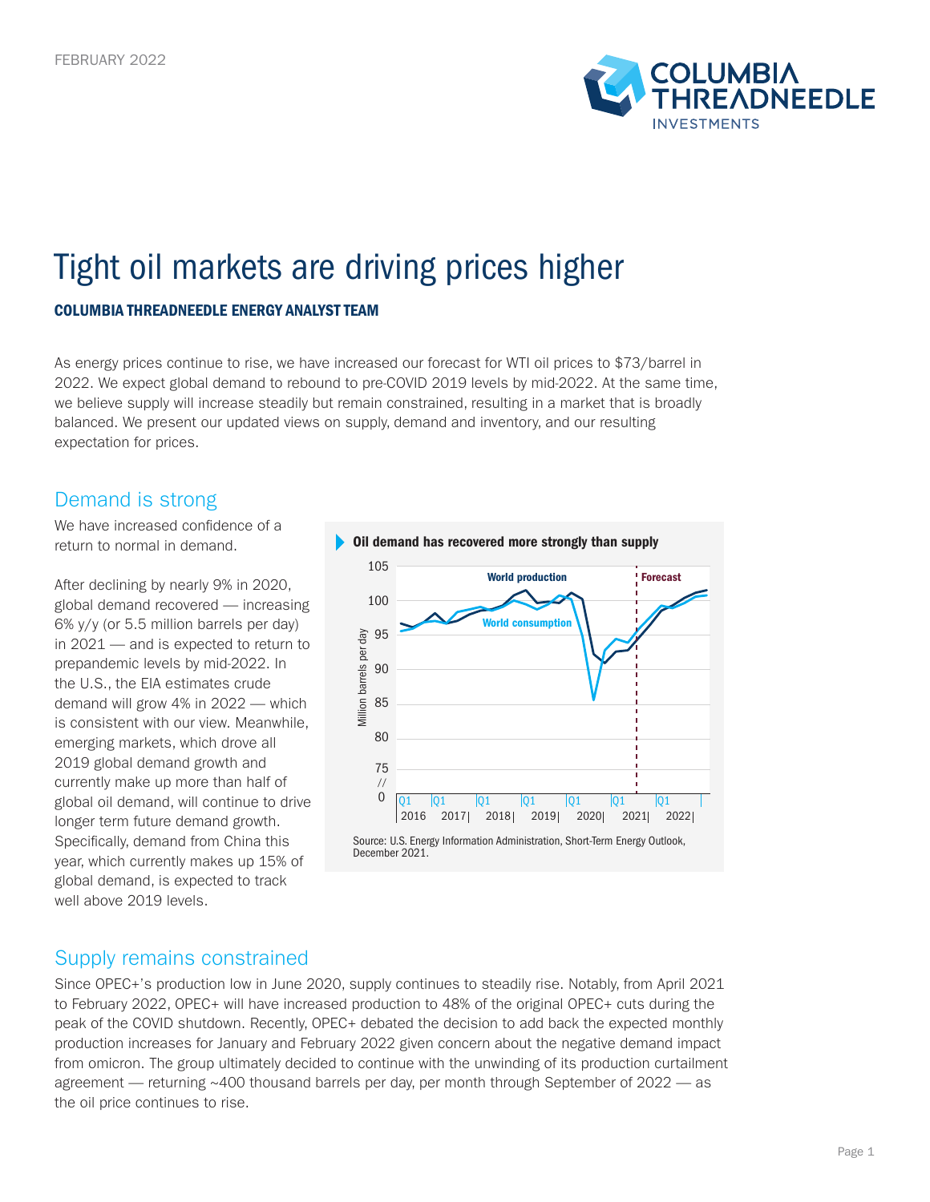FEBRUARY 2022

# Tight oil markets are driving prices higher

**COLUMBIA THREADNEEDLE ENERGY ANALYST TEAM**

As energy prices continue to rise, we have increased our forecast for WTI oil prices to $73/barrel in 2022. We expect global demand to rebound to pre-COVID 2019 levels by mid-2022. At the same time, we believe supply will increase steadily but remain constrained, resulting in a market that is broadly balanced. We present our updated views on supply, demand and inventory, and our resulting expectation for prices.

## Demand is strong

We have increased confidence of a return to normal in demand.

After declining by nearly 9% in 2020, global demand recovered — increasing 6% y/y (or 5.5 million barrels per day) in 2021 — and is expected to return to prepandemic levels by mid-2022. In the U.S., the EIA estimates crude demand will grow 4% in 2022 — which is consistent with our view. Meanwhile, emerging markets, which drove all 2019 global demand growth and currently make up more than half of global oil demand, will continue to drive longer term future demand growth. Specifically, demand from China this year, which currently makes up 15% of global demand, is expected to track well above 2019 levels.

**Oil demand has recovered more strongly than supply**

Source: U.S. Energy Information Administration, Short-Term Energy Outlook, December 2021.

## Supply remains constrained

Since OPEC+'s production low in June 2020, supply continues to steadily rise. Notably, from April 2021 to February 2022, OPEC+ will have increased production to 48% of the original OPEC+ cuts during the peak of the COVID shutdown. Recently, OPEC+ debated the decision to add back the expected monthly production increases for January and February 2022 given concern about the negative demand impact from omicron. The group ultimately decided to continue with the unwinding of its production curtailment agreement — returning ~400 thousand barrels per day, per month through September of 2022 — as the oil price continues to rise.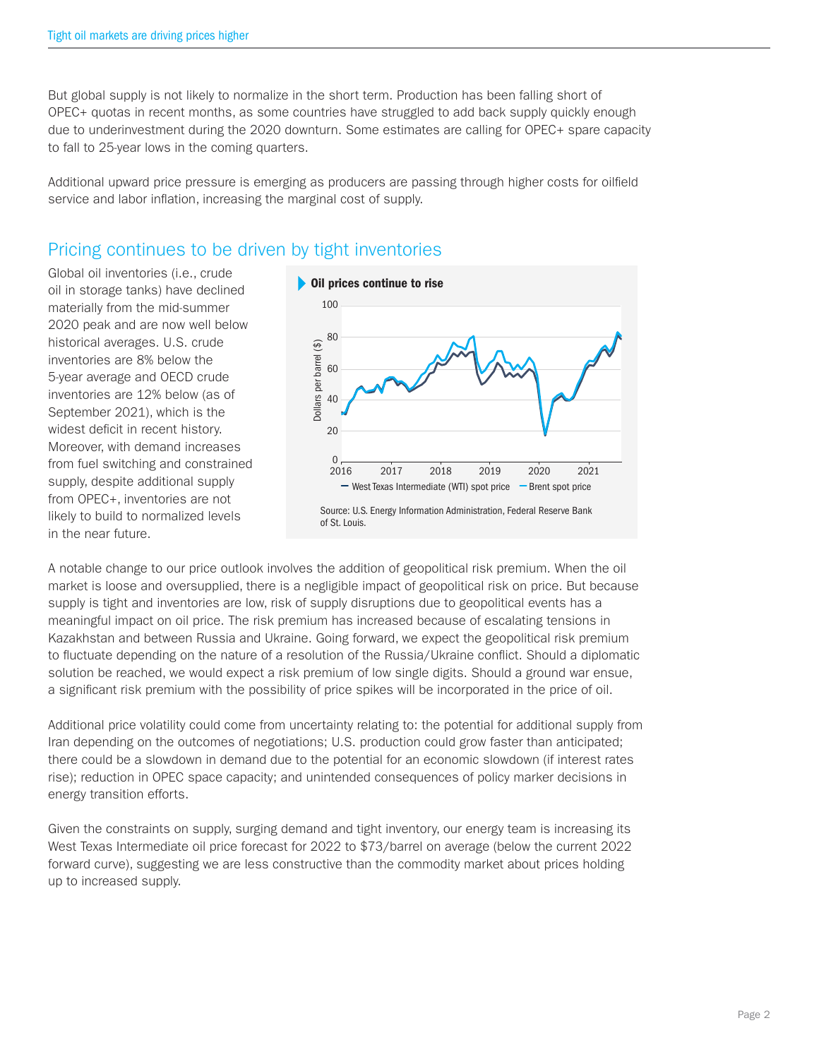But global supply is not likely to normalize in the short term. Production has been falling short of OPEC+ quotas in recent months, as some countries have struggled to add back supply quickly enough due to underinvestment during the 2020 downturn. Some estimates are calling for OPEC+ spare capacity to fall to 25-year lows in the coming quarters.

Additional upward price pressure is emerging as producers are passing through higher costs for oilfield service and labor inflation, increasing the marginal cost of supply.

## Pricing continues to be driven by tight inventories

Global oil inventories (i.e., crude oil in storage tanks) have declined materially from the mid-summer 2020 peak and are now well below historical averages. U.S. crude inventories are 8% below the 5-year average and OECD crude inventories are 12% below (as of September 2021), which is the widest deficit in recent history. Moreover, with demand increases from fuel switching and constrained supply, despite additional supply from OPEC+, inventories are not likely to build to normalized levels in the near future.

**Oil prices continue to rise**

Source: U.S. Energy Information Administration, Federal Reserve Bank of St. Louis.

A notable change to our price outlook involves the addition of geopolitical risk premium. When the oil market is loose and oversupplied, there is a negligible impact of geopolitical risk on price. But because supply is tight and inventories are low, risk of supply disruptions due to geopolitical events has a meaningful impact on oil price. The risk premium has increased because of escalating tensions in Kazakhstan and between Russia and Ukraine. Going forward, we expect the geopolitical risk premium to fluctuate depending on the nature of a resolution of the Russia/Ukraine conflict. Should a diplomatic solution be reached, we would expect a risk premium of low single digits. Should a ground war ensue, a significant risk premium with the possibility of price spikes will be incorporated in the price of oil.

Additional price volatility could come from uncertainty relating to: the potential for additional supply from Iran depending on the outcomes of negotiations; U.S. production could grow faster than anticipated; there could be a slowdown in demand due to the potential for an economic slowdown (if interest rates rise); reduction in OPEC space capacity; and unintended consequences of policy marker decisions in energy transition efforts.

Given the constraints on supply, surging demand and tight inventory, our energy team is increasing its West Texas Intermediate oil price forecast for 2022 to $73/barrel on average (below the current 2022 forward curve), suggesting we are less constructive than the commodity market about prices holding up to increased supply.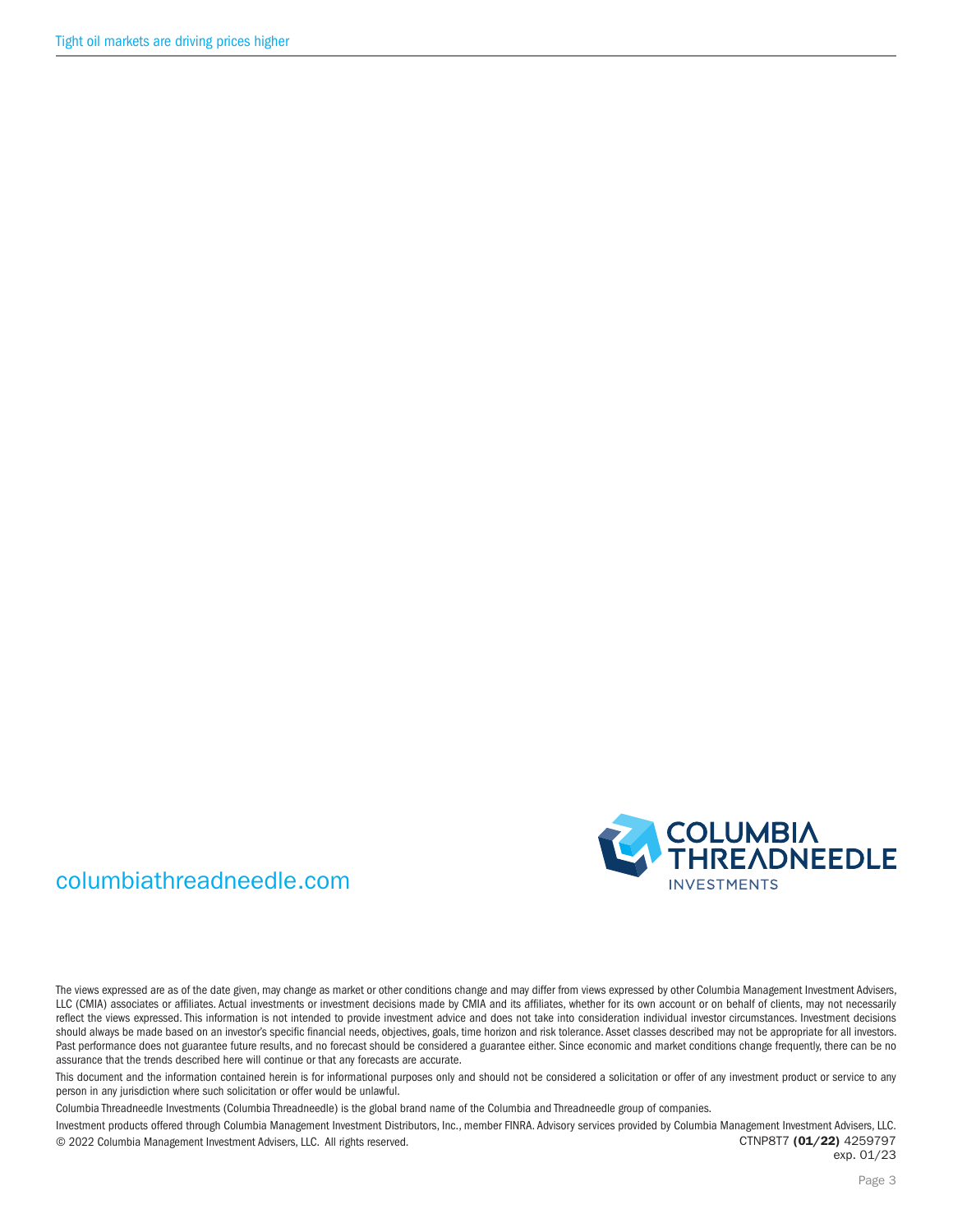columbiathreadneedle.com

COLUMBIA THREADNEEDLE INVESTMENTS

The views expressed are as of the date given, may change as market or other conditions change and may differ from views expressed by other Columbia Management Investment Advisers, LLC (CMIA) associates or affiliates. Actual investments or investment decisions made by CMIA and its affiliates, whether for its own account or on behalf of clients, may not necessarily reflect the views expressed. This information is not intended to provide investment advice and does not take into consideration individual investor circumstances. Investment decisions should always be made based on an investor's specific financial needs, objectives, goals, time horizon and risk tolerance. Asset classes described may not be appropriate for all investors. Past performance does not guarantee future results, and no forecast should be considered a guarantee either. Since economic and market conditions change frequently, there can be no assurance that the trends described here will continue or that any forecasts are accurate.

This document and the information contained herein is for informational purposes only and should not be considered a solicitation or offer of any investment product or service to any person in any jurisdiction where such solicitation or offer would be unlawful.

Columbia Threadneedle Investments (Columbia Threadneedle) is the global brand name of the Columbia and Threadneedle group of companies.

Investment products offered through Columbia Management Investment Distributors, Inc., member FINRA. Advisory services provided by Columbia Management Investment Advisers, LLC.

© 2022 Columbia Management Investment Advisers, LLC. All rights reserved.

CTNP8T7 **(01/22)** 4259797
exp. 01/23